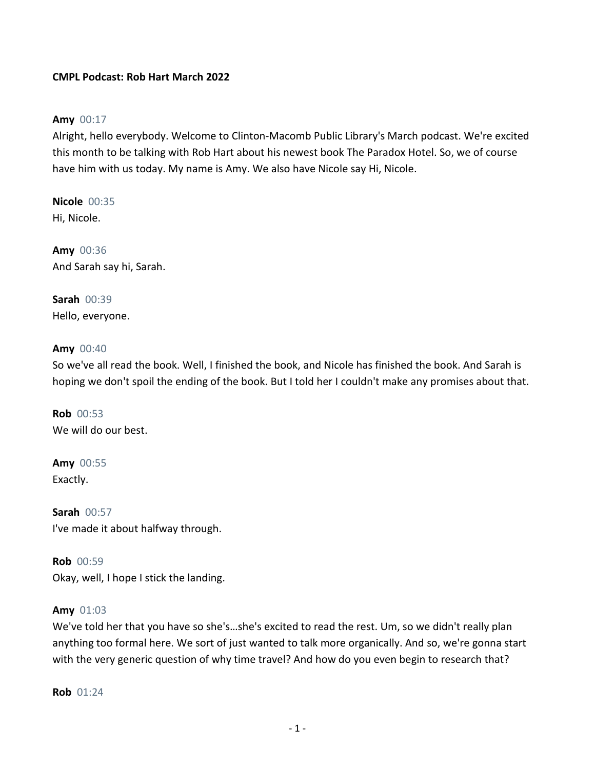**CMPL Podcast: Rob Hart March 2022**

**Amy** 00:17
Alright, hello everybody. Welcome to Clinton-Macomb Public Library's March podcast. We're excited this month to be talking with Rob Hart about his newest book The Paradox Hotel. So, we of course have him with us today. My name is Amy. We also have Nicole say Hi, Nicole.

**Nicole** 00:35
Hi, Nicole.

**Amy** 00:36
And Sarah say hi, Sarah.

**Sarah** 00:39
Hello, everyone.

**Amy** 00:40
So we've all read the book. Well, I finished the book, and Nicole has finished the book. And Sarah is hoping we don't spoil the ending of the book. But I told her I couldn't make any promises about that.

**Rob** 00:53
We will do our best.

**Amy** 00:55
Exactly.

**Sarah** 00:57
I've made it about halfway through.

**Rob** 00:59
Okay, well, I hope I stick the landing.

**Amy** 01:03
We've told her that you have so she's…she's excited to read the rest. Um, so we didn't really plan anything too formal here. We sort of just wanted to talk more organically. And so, we're gonna start with the very generic question of why time travel? And how do you even begin to research that?

**Rob** 01:24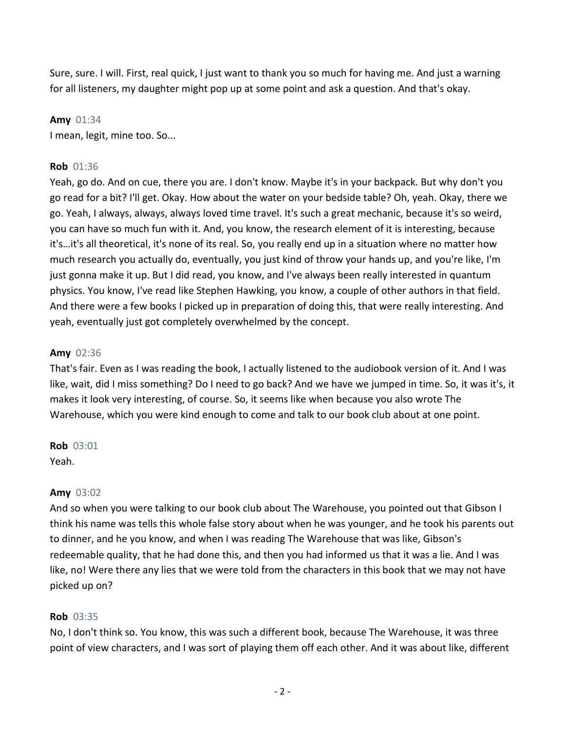Sure, sure. I will. First, real quick, I just want to thank you so much for having me. And just a warning for all listeners, my daughter might pop up at some point and ask a question. And that's okay.

**Amy** 01:34
I mean, legit, mine too. So...

**Rob** 01:36
Yeah, go do. And on cue, there you are. I don't know. Maybe it's in your backpack. But why don't you go read for a bit? I'll get. Okay. How about the water on your bedside table? Oh, yeah. Okay, there we go. Yeah, I always, always, always loved time travel. It's such a great mechanic, because it's so weird, you can have so much fun with it. And, you know, the research element of it is interesting, because it's…it's all theoretical, it's none of its real. So, you really end up in a situation where no matter how much research you actually do, eventually, you just kind of throw your hands up, and you're like, I'm just gonna make it up. But I did read, you know, and I've always been really interested in quantum physics. You know, I've read like Stephen Hawking, you know, a couple of other authors in that field. And there were a few books I picked up in preparation of doing this, that were really interesting. And yeah, eventually just got completely overwhelmed by the concept.

**Amy** 02:36
That's fair. Even as I was reading the book, I actually listened to the audiobook version of it. And I was like, wait, did I miss something? Do I need to go back? And we have we jumped in time. So, it was it's, it makes it look very interesting, of course. So, it seems like when because you also wrote The Warehouse, which you were kind enough to come and talk to our book club about at one point.

**Rob** 03:01
Yeah.

**Amy** 03:02
And so when you were talking to our book club about The Warehouse, you pointed out that Gibson I think his name was tells this whole false story about when he was younger, and he took his parents out to dinner, and he you know, and when I was reading The Warehouse that was like, Gibson's redeemable quality, that he had done this, and then you had informed us that it was a lie. And I was like, no! Were there any lies that we were told from the characters in this book that we may not have picked up on?

**Rob** 03:35
No, I don't think so. You know, this was such a different book, because The Warehouse, it was three point of view characters, and I was sort of playing them off each other. And it was about like, different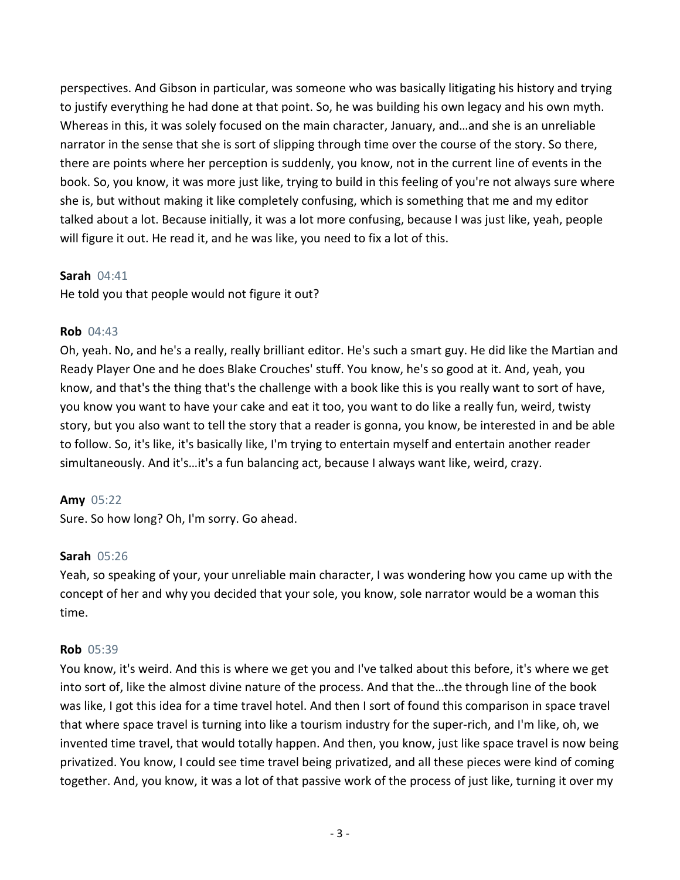perspectives. And Gibson in particular, was someone who was basically litigating his history and trying to justify everything he had done at that point. So, he was building his own legacy and his own myth. Whereas in this, it was solely focused on the main character, January, and…and she is an unreliable narrator in the sense that she is sort of slipping through time over the course of the story. So there, there are points where her perception is suddenly, you know, not in the current line of events in the book. So, you know, it was more just like, trying to build in this feeling of you're not always sure where she is, but without making it like completely confusing, which is something that me and my editor talked about a lot. Because initially, it was a lot more confusing, because I was just like, yeah, people will figure it out. He read it, and he was like, you need to fix a lot of this.

**Sarah** 04:41
He told you that people would not figure it out?

**Rob** 04:43
Oh, yeah. No, and he's a really, really brilliant editor. He's such a smart guy. He did like the Martian and Ready Player One and he does Blake Crouches' stuff. You know, he's so good at it. And, yeah, you know, and that's the thing that's the challenge with a book like this is you really want to sort of have, you know you want to have your cake and eat it too, you want to do like a really fun, weird, twisty story, but you also want to tell the story that a reader is gonna, you know, be interested in and be able to follow. So, it's like, it's basically like, I'm trying to entertain myself and entertain another reader simultaneously. And it's…it's a fun balancing act, because I always want like, weird, crazy.

**Amy** 05:22
Sure. So how long? Oh, I'm sorry. Go ahead.

**Sarah** 05:26
Yeah, so speaking of your, your unreliable main character, I was wondering how you came up with the concept of her and why you decided that your sole, you know, sole narrator would be a woman this time.

**Rob** 05:39
You know, it's weird. And this is where we get you and I've talked about this before, it's where we get into sort of, like the almost divine nature of the process. And that the…the through line of the book was like, I got this idea for a time travel hotel. And then I sort of found this comparison in space travel that where space travel is turning into like a tourism industry for the super-rich, and I'm like, oh, we invented time travel, that would totally happen. And then, you know, just like space travel is now being privatized. You know, I could see time travel being privatized, and all these pieces were kind of coming together. And, you know, it was a lot of that passive work of the process of just like, turning it over my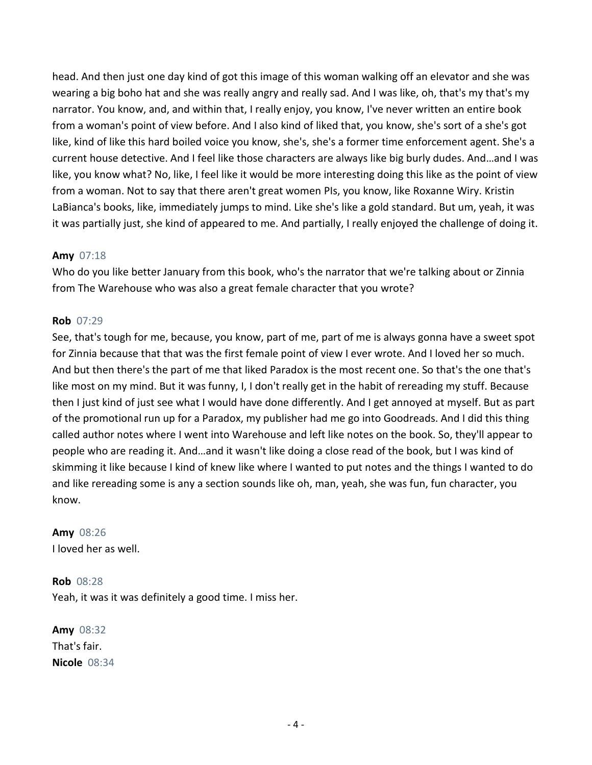head. And then just one day kind of got this image of this woman walking off an elevator and she was wearing a big boho hat and she was really angry and really sad. And I was like, oh, that's my that's my narrator. You know, and, and within that, I really enjoy, you know, I've never written an entire book from a woman's point of view before. And I also kind of liked that, you know, she's sort of a she's got like, kind of like this hard boiled voice you know, she's, she's a former time enforcement agent. She's a current house detective. And I feel like those characters are always like big burly dudes. And…and I was like, you know what? No, like, I feel like it would be more interesting doing this like as the point of view from a woman. Not to say that there aren't great women PIs, you know, like Roxanne Wiry. Kristin LaBianca's books, like, immediately jumps to mind. Like she's like a gold standard. But um, yeah, it was it was partially just, she kind of appeared to me. And partially, I really enjoyed the challenge of doing it.

**Amy** 07:18
Who do you like better January from this book, who's the narrator that we're talking about or Zinnia from The Warehouse who was also a great female character that you wrote?

**Rob** 07:29
See, that's tough for me, because, you know, part of me, part of me is always gonna have a sweet spot for Zinnia because that that was the first female point of view I ever wrote. And I loved her so much. And but then there's the part of me that liked Paradox is the most recent one. So that's the one that's like most on my mind. But it was funny, I, I don't really get in the habit of rereading my stuff. Because then I just kind of just see what I would have done differently. And I get annoyed at myself. But as part of the promotional run up for a Paradox, my publisher had me go into Goodreads. And I did this thing called author notes where I went into Warehouse and left like notes on the book. So, they'll appear to people who are reading it. And…and it wasn't like doing a close read of the book, but I was kind of skimming it like because I kind of knew like where I wanted to put notes and the things I wanted to do and like rereading some is any a section sounds like oh, man, yeah, she was fun, fun character, you know.

**Amy** 08:26
I loved her as well.

**Rob** 08:28
Yeah, it was it was definitely a good time. I miss her.

**Amy** 08:32
That's fair.

**Nicole** 08:34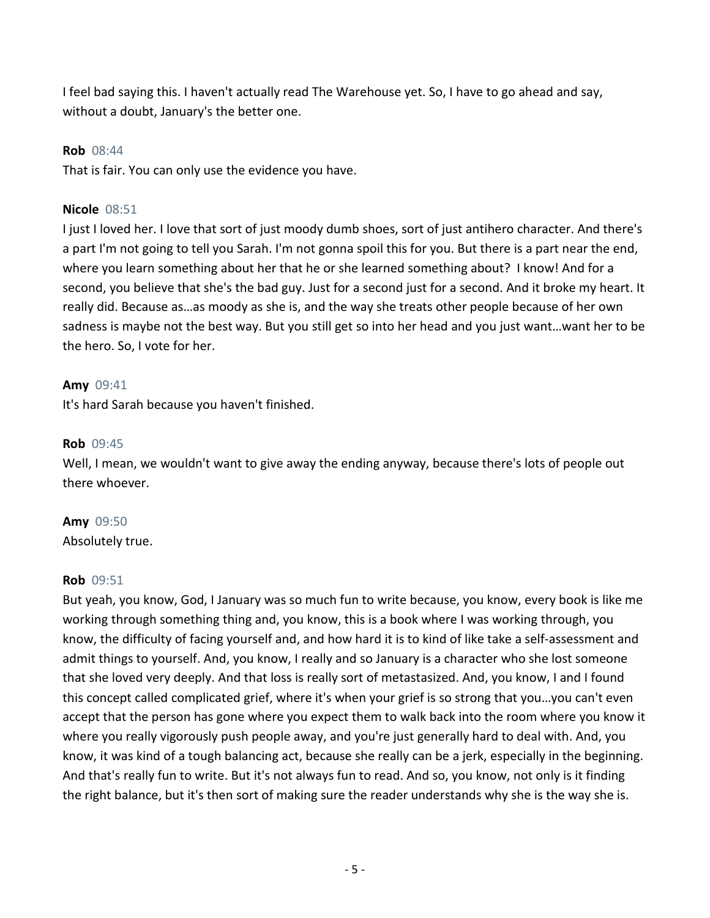I feel bad saying this. I haven't actually read The Warehouse yet. So, I have to go ahead and say, without a doubt, January's the better one.

**Rob** 08:44
That is fair. You can only use the evidence you have.

**Nicole** 08:51
I just I loved her. I love that sort of just moody dumb shoes, sort of just antihero character. And there's a part I'm not going to tell you Sarah. I'm not gonna spoil this for you. But there is a part near the end, where you learn something about her that he or she learned something about? I know! And for a second, you believe that she's the bad guy. Just for a second just for a second. And it broke my heart. It really did. Because as…as moody as she is, and the way she treats other people because of her own sadness is maybe not the best way. But you still get so into her head and you just want…want her to be the hero. So, I vote for her.

**Amy** 09:41
It's hard Sarah because you haven't finished.

**Rob** 09:45
Well, I mean, we wouldn't want to give away the ending anyway, because there's lots of people out there whoever.

**Amy** 09:50
Absolutely true.

**Rob** 09:51
But yeah, you know, God, I January was so much fun to write because, you know, every book is like me working through something thing and, you know, this is a book where I was working through, you know, the difficulty of facing yourself and, and how hard it is to kind of like take a self-assessment and admit things to yourself. And, you know, I really and so January is a character who she lost someone that she loved very deeply. And that loss is really sort of metastasized. And, you know, I and I found this concept called complicated grief, where it's when your grief is so strong that you…you can't even accept that the person has gone where you expect them to walk back into the room where you know it where you really vigorously push people away, and you're just generally hard to deal with. And, you know, it was kind of a tough balancing act, because she really can be a jerk, especially in the beginning. And that's really fun to write. But it's not always fun to read. And so, you know, not only is it finding the right balance, but it's then sort of making sure the reader understands why she is the way she is.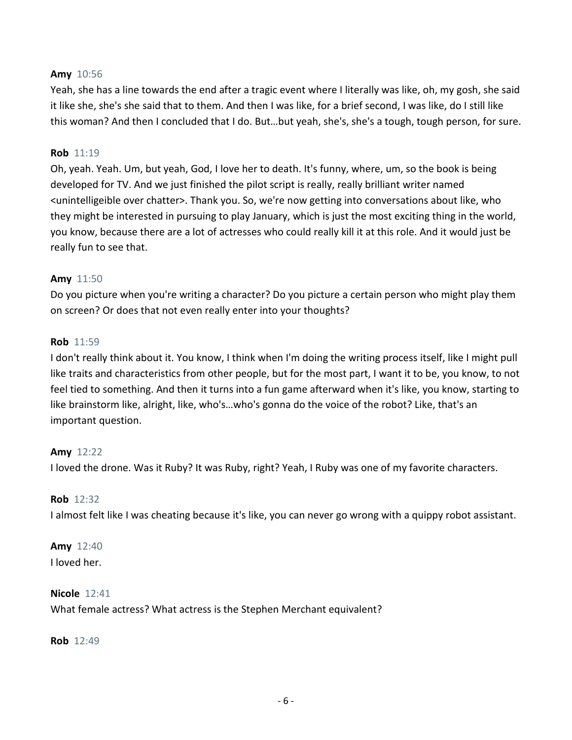**Amy** 10:56

Yeah, she has a line towards the end after a tragic event where I literally was like, oh, my gosh, she said it like she, she's she said that to them. And then I was like, for a brief second, I was like, do I still like this woman? And then I concluded that I do. But…but yeah, she's, she's a tough, tough person, for sure.

**Rob** 11:19

Oh, yeah. Yeah. Um, but yeah, God, I love her to death. It's funny, where, um, so the book is being developed for TV. And we just finished the pilot script is really, really brilliant writer named <unintelligeible over chatter>. Thank you. So, we're now getting into conversations about like, who they might be interested in pursuing to play January, which is just the most exciting thing in the world, you know, because there are a lot of actresses who could really kill it at this role. And it would just be really fun to see that.

**Amy** 11:50

Do you picture when you're writing a character? Do you picture a certain person who might play them on screen? Or does that not even really enter into your thoughts?

**Rob** 11:59

I don't really think about it. You know, I think when I'm doing the writing process itself, like I might pull like traits and characteristics from other people, but for the most part, I want it to be, you know, to not feel tied to something. And then it turns into a fun game afterward when it's like, you know, starting to like brainstorm like, alright, like, who's…who's gonna do the voice of the robot? Like, that's an important question.

**Amy** 12:22

I loved the drone. Was it Ruby? It was Ruby, right? Yeah, I Ruby was one of my favorite characters.

**Rob** 12:32

I almost felt like I was cheating because it's like, you can never go wrong with a quippy robot assistant.

**Amy** 12:40

I loved her.

**Nicole** 12:41

What female actress? What actress is the Stephen Merchant equivalent?

**Rob** 12:49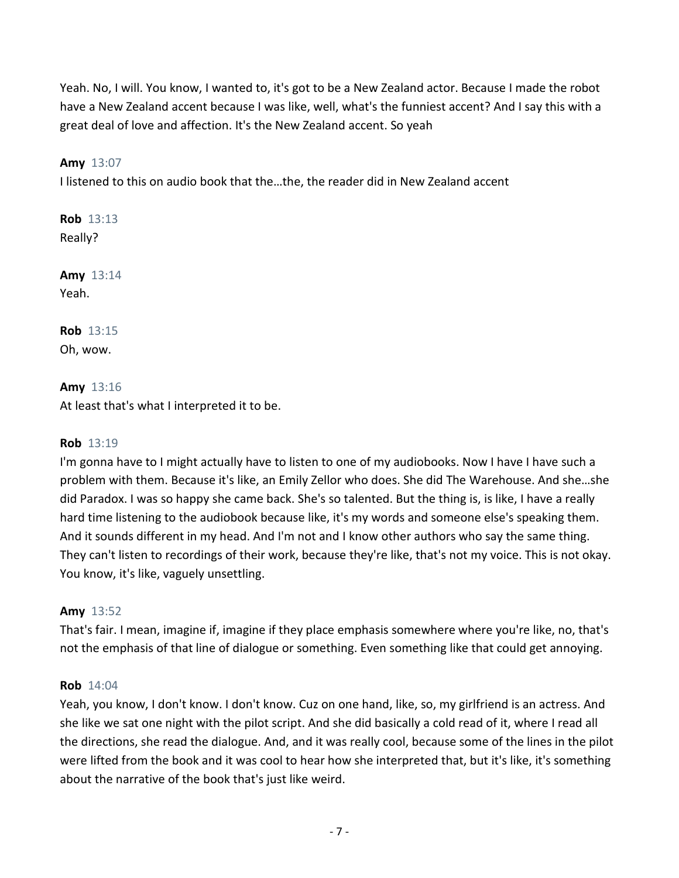Yeah. No, I will. You know, I wanted to, it's got to be a New Zealand actor. Because I made the robot have a New Zealand accent because I was like, well, what's the funniest accent? And I say this with a great deal of love and affection. It's the New Zealand accent. So yeah

**Amy** 13:07
I listened to this on audio book that the…the, the reader did in New Zealand accent

**Rob** 13:13
Really?

**Amy** 13:14
Yeah.

**Rob** 13:15
Oh, wow.

**Amy** 13:16
At least that's what I interpreted it to be.

**Rob** 13:19
I'm gonna have to I might actually have to listen to one of my audiobooks. Now I have I have such a problem with them. Because it's like, an Emily Zellor who does. She did The Warehouse. And she…she did Paradox. I was so happy she came back. She's so talented. But the thing is, is like, I have a really hard time listening to the audiobook because like, it's my words and someone else's speaking them. And it sounds different in my head. And I'm not and I know other authors who say the same thing. They can't listen to recordings of their work, because they're like, that's not my voice. This is not okay. You know, it's like, vaguely unsettling.

**Amy** 13:52
That's fair. I mean, imagine if, imagine if they place emphasis somewhere where you're like, no, that's not the emphasis of that line of dialogue or something. Even something like that could get annoying.

**Rob** 14:04
Yeah, you know, I don't know. I don't know. Cuz on one hand, like, so, my girlfriend is an actress. And she like we sat one night with the pilot script. And she did basically a cold read of it, where I read all the directions, she read the dialogue. And, and it was really cool, because some of the lines in the pilot were lifted from the book and it was cool to hear how she interpreted that, but it's like, it's something about the narrative of the book that's just like weird.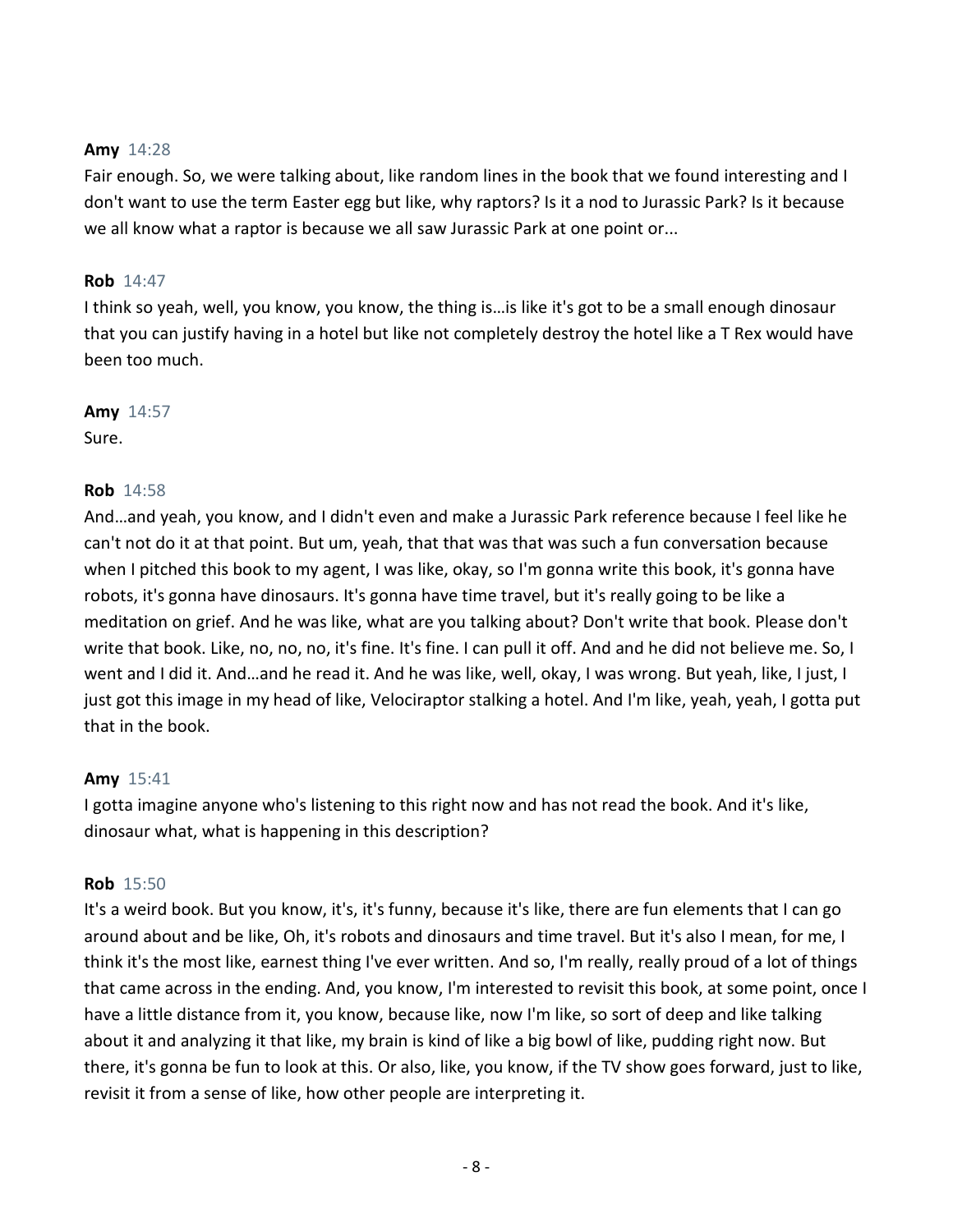**Amy** 14:28

Fair enough. So, we were talking about, like random lines in the book that we found interesting and I don't want to use the term Easter egg but like, why raptors? Is it a nod to Jurassic Park? Is it because we all know what a raptor is because we all saw Jurassic Park at one point or...

**Rob** 14:47

I think so yeah, well, you know, you know, the thing is…is like it's got to be a small enough dinosaur that you can justify having in a hotel but like not completely destroy the hotel like a T Rex would have been too much.

**Amy** 14:57

Sure.

**Rob** 14:58

And…and yeah, you know, and I didn't even and make a Jurassic Park reference because I feel like he can't not do it at that point. But um, yeah, that that was that was such a fun conversation because when I pitched this book to my agent, I was like, okay, so I'm gonna write this book, it's gonna have robots, it's gonna have dinosaurs. It's gonna have time travel, but it's really going to be like a meditation on grief. And he was like, what are you talking about? Don't write that book. Please don't write that book. Like, no, no, no, it's fine. It's fine. I can pull it off. And and he did not believe me. So, I went and I did it. And…and he read it. And he was like, well, okay, I was wrong. But yeah, like, I just, I just got this image in my head of like, Velociraptor stalking a hotel. And I'm like, yeah, yeah, I gotta put that in the book.

**Amy** 15:41

I gotta imagine anyone who's listening to this right now and has not read the book. And it's like, dinosaur what, what is happening in this description?

**Rob** 15:50

It's a weird book. But you know, it's, it's funny, because it's like, there are fun elements that I can go around about and be like, Oh, it's robots and dinosaurs and time travel. But it's also I mean, for me, I think it's the most like, earnest thing I've ever written. And so, I'm really, really proud of a lot of things that came across in the ending. And, you know, I'm interested to revisit this book, at some point, once I have a little distance from it, you know, because like, now I'm like, so sort of deep and like talking about it and analyzing it that like, my brain is kind of like a big bowl of like, pudding right now. But there, it's gonna be fun to look at this. Or also, like, you know, if the TV show goes forward, just to like, revisit it from a sense of like, how other people are interpreting it.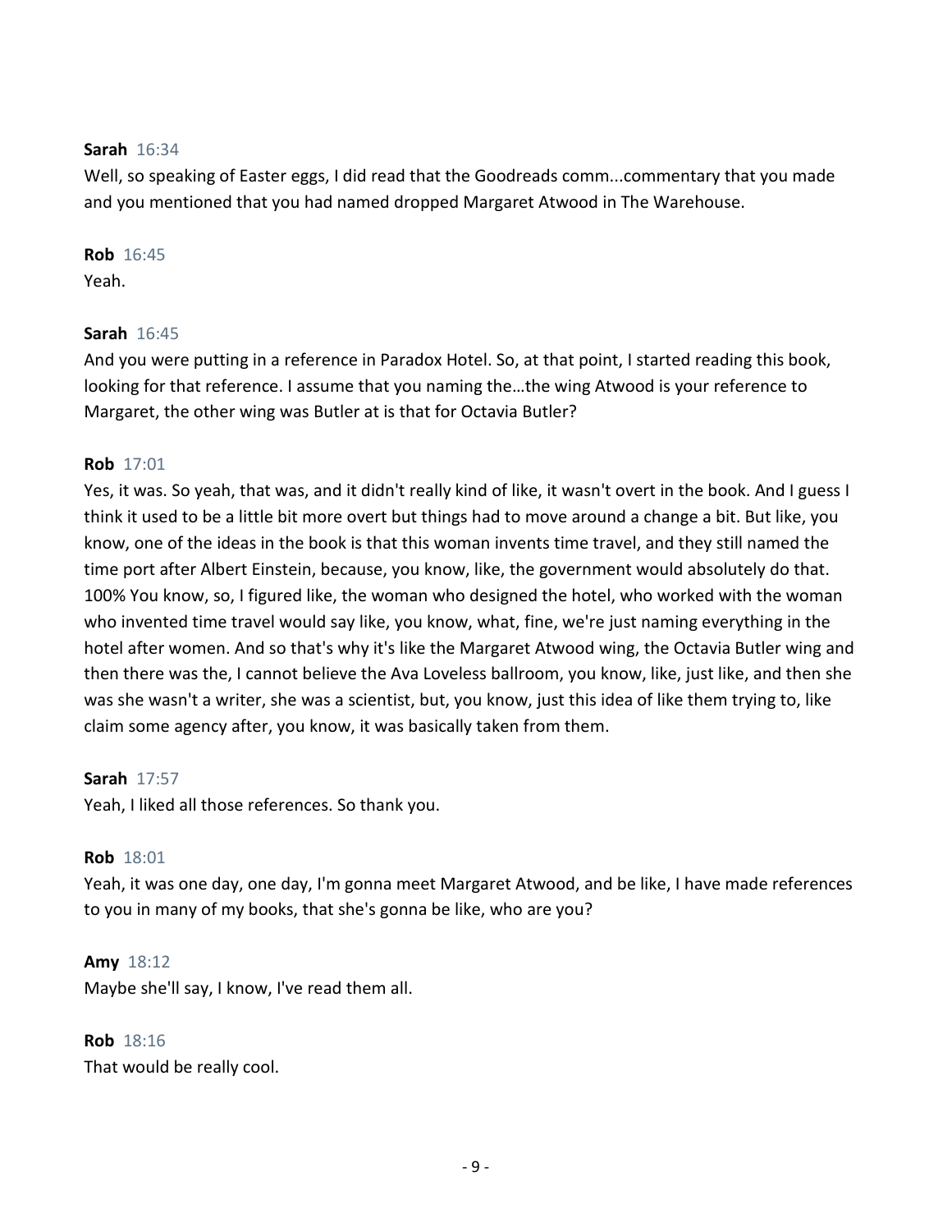**Sarah** 16:34
Well, so speaking of Easter eggs, I did read that the Goodreads comm...commentary that you made and you mentioned that you had named dropped Margaret Atwood in The Warehouse.

**Rob** 16:45
Yeah.

**Sarah** 16:45
And you were putting in a reference in Paradox Hotel. So, at that point, I started reading this book, looking for that reference. I assume that you naming the…the wing Atwood is your reference to Margaret, the other wing was Butler at is that for Octavia Butler?

**Rob** 17:01
Yes, it was. So yeah, that was, and it didn't really kind of like, it wasn't overt in the book. And I guess I think it used to be a little bit more overt but things had to move around a change a bit. But like, you know, one of the ideas in the book is that this woman invents time travel, and they still named the time port after Albert Einstein, because, you know, like, the government would absolutely do that. 100% You know, so, I figured like, the woman who designed the hotel, who worked with the woman who invented time travel would say like, you know, what, fine, we're just naming everything in the hotel after women. And so that's why it's like the Margaret Atwood wing, the Octavia Butler wing and then there was the, I cannot believe the Ava Loveless ballroom, you know, like, just like, and then she was she wasn't a writer, she was a scientist, but, you know, just this idea of like them trying to, like claim some agency after, you know, it was basically taken from them.

**Sarah** 17:57
Yeah, I liked all those references. So thank you.

**Rob** 18:01
Yeah, it was one day, one day, I'm gonna meet Margaret Atwood, and be like, I have made references to you in many of my books, that she's gonna be like, who are you?

**Amy** 18:12
Maybe she'll say, I know, I've read them all.

**Rob** 18:16
That would be really cool.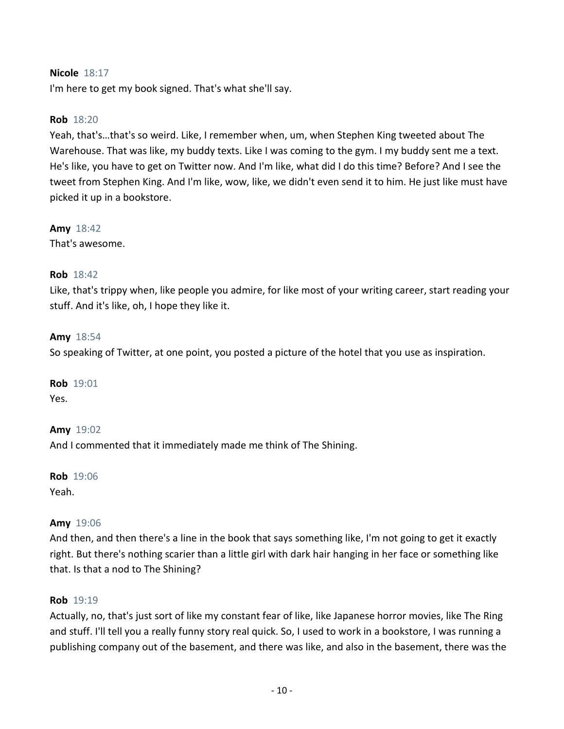**Nicole** 18:17
I'm here to get my book signed. That's what she'll say.

**Rob** 18:20
Yeah, that's…that's so weird. Like, I remember when, um, when Stephen King tweeted about The Warehouse. That was like, my buddy texts. Like I was coming to the gym. I my buddy sent me a text. He's like, you have to get on Twitter now. And I'm like, what did I do this time? Before? And I see the tweet from Stephen King. And I'm like, wow, like, we didn't even send it to him. He just like must have picked it up in a bookstore.

**Amy** 18:42
That's awesome.

**Rob** 18:42
Like, that's trippy when, like people you admire, for like most of your writing career, start reading your stuff. And it's like, oh, I hope they like it.

**Amy** 18:54
So speaking of Twitter, at one point, you posted a picture of the hotel that you use as inspiration.

**Rob** 19:01
Yes.

**Amy** 19:02
And I commented that it immediately made me think of The Shining.

**Rob** 19:06
Yeah.

**Amy** 19:06
And then, and then there's a line in the book that says something like, I'm not going to get it exactly right. But there's nothing scarier than a little girl with dark hair hanging in her face or something like that. Is that a nod to The Shining?

**Rob** 19:19
Actually, no, that's just sort of like my constant fear of like, like Japanese horror movies, like The Ring and stuff. I'll tell you a really funny story real quick. So, I used to work in a bookstore, I was running a publishing company out of the basement, and there was like, and also in the basement, there was the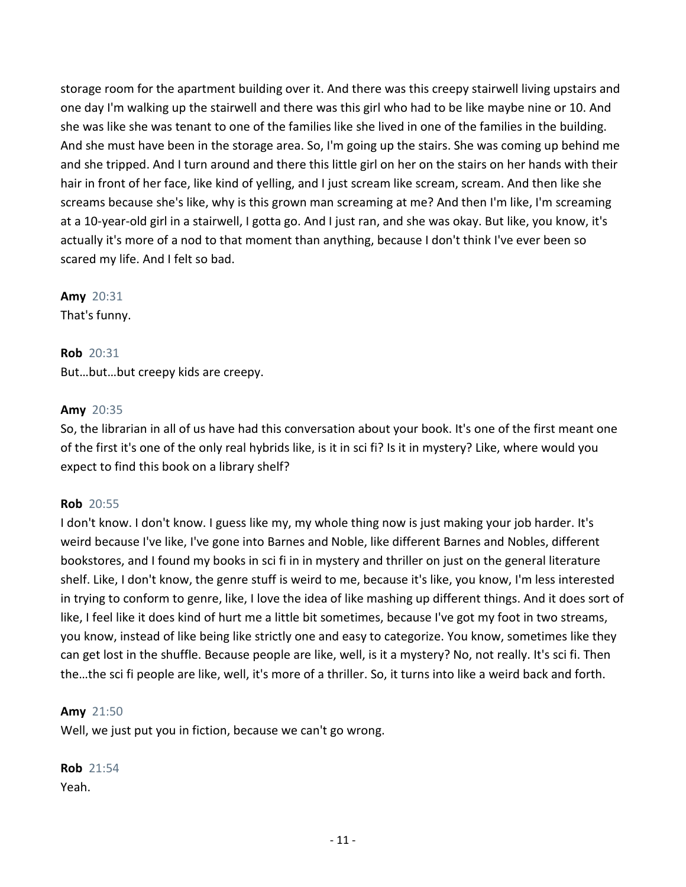storage room for the apartment building over it. And there was this creepy stairwell living upstairs and one day I'm walking up the stairwell and there was this girl who had to be like maybe nine or 10. And she was like she was tenant to one of the families like she lived in one of the families in the building. And she must have been in the storage area. So, I'm going up the stairs. She was coming up behind me and she tripped. And I turn around and there this little girl on her on the stairs on her hands with their hair in front of her face, like kind of yelling, and I just scream like scream, scream. And then like she screams because she's like, why is this grown man screaming at me? And then I'm like, I'm screaming at a 10-year-old girl in a stairwell, I gotta go. And I just ran, and she was okay. But like, you know, it's actually it's more of a nod to that moment than anything, because I don't think I've ever been so scared my life. And I felt so bad.

**Amy** 20:31
That's funny.

**Rob** 20:31
But…but…but creepy kids are creepy.

**Amy** 20:35
So, the librarian in all of us have had this conversation about your book. It's one of the first meant one of the first it's one of the only real hybrids like, is it in sci fi? Is it in mystery? Like, where would you expect to find this book on a library shelf?

**Rob** 20:55
I don't know. I don't know. I guess like my, my whole thing now is just making your job harder. It's weird because I've like, I've gone into Barnes and Noble, like different Barnes and Nobles, different bookstores, and I found my books in sci fi in in mystery and thriller on just on the general literature shelf. Like, I don't know, the genre stuff is weird to me, because it's like, you know, I'm less interested in trying to conform to genre, like, I love the idea of like mashing up different things. And it does sort of like, I feel like it does kind of hurt me a little bit sometimes, because I've got my foot in two streams, you know, instead of like being like strictly one and easy to categorize. You know, sometimes like they can get lost in the shuffle. Because people are like, well, is it a mystery? No, not really. It's sci fi. Then the…the sci fi people are like, well, it's more of a thriller. So, it turns into like a weird back and forth.

**Amy** 21:50
Well, we just put you in fiction, because we can't go wrong.

**Rob** 21:54
Yeah.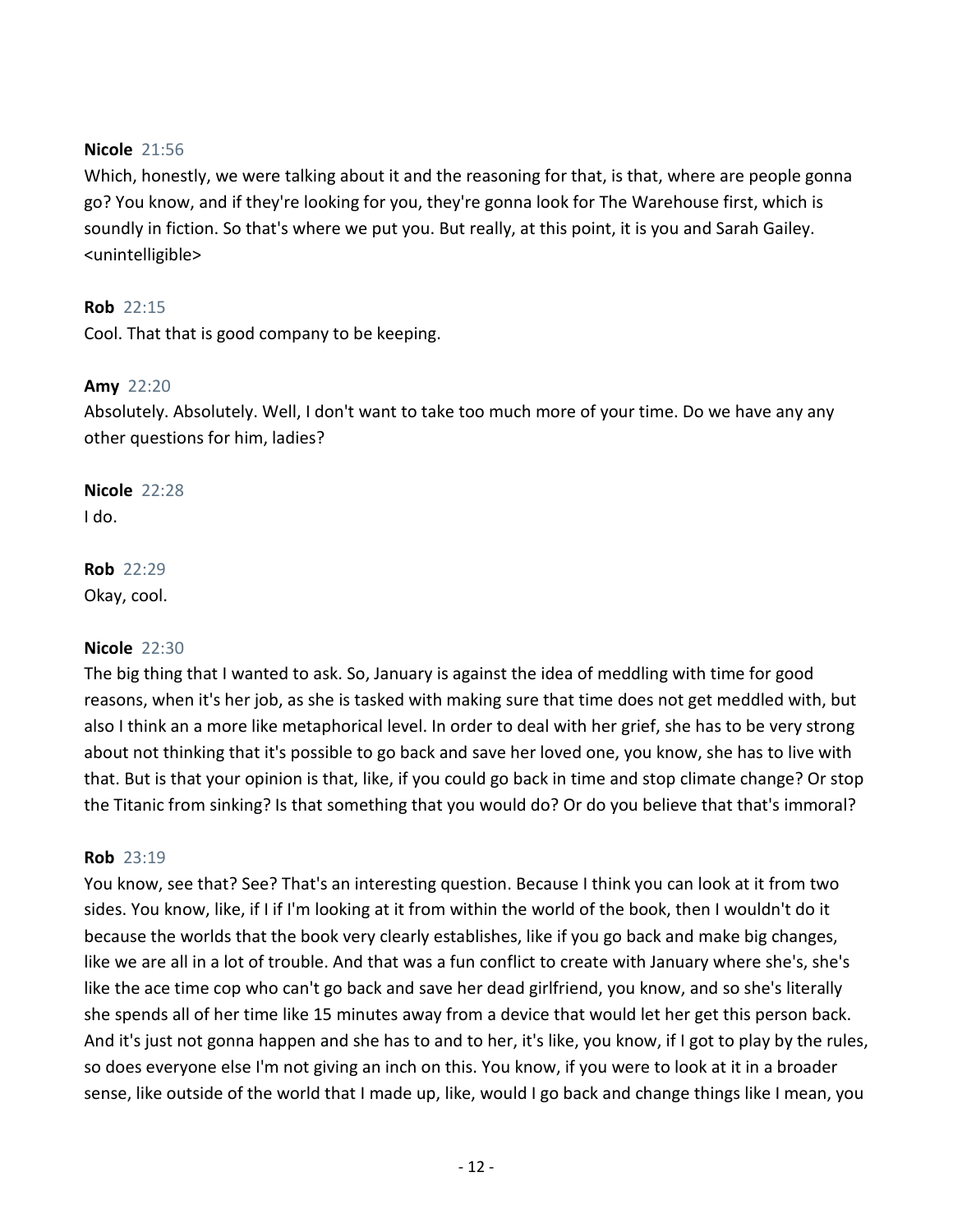**Nicole** 21:56

Which, honestly, we were talking about it and the reasoning for that, is that, where are people gonna go? You know, and if they're looking for you, they're gonna look for The Warehouse first, which is soundly in fiction. So that's where we put you. But really, at this point, it is you and Sarah Gailey. <unintelligible>

**Rob** 22:15

Cool. That that is good company to be keeping.

**Amy** 22:20

Absolutely. Absolutely. Well, I don't want to take too much more of your time. Do we have any any other questions for him, ladies?

**Nicole** 22:28

I do.

**Rob** 22:29

Okay, cool.

**Nicole** 22:30

The big thing that I wanted to ask. So, January is against the idea of meddling with time for good reasons, when it's her job, as she is tasked with making sure that time does not get meddled with, but also I think an a more like metaphorical level. In order to deal with her grief, she has to be very strong about not thinking that it's possible to go back and save her loved one, you know, she has to live with that. But is that your opinion is that, like, if you could go back in time and stop climate change? Or stop the Titanic from sinking? Is that something that you would do? Or do you believe that that's immoral?

**Rob** 23:19

You know, see that? See? That's an interesting question. Because I think you can look at it from two sides. You know, like, if I if I'm looking at it from within the world of the book, then I wouldn't do it because the worlds that the book very clearly establishes, like if you go back and make big changes, like we are all in a lot of trouble. And that was a fun conflict to create with January where she's, she's like the ace time cop who can't go back and save her dead girlfriend, you know, and so she's literally she spends all of her time like 15 minutes away from a device that would let her get this person back. And it's just not gonna happen and she has to and to her, it's like, you know, if I got to play by the rules, so does everyone else I'm not giving an inch on this. You know, if you were to look at it in a broader sense, like outside of the world that I made up, like, would I go back and change things like I mean, you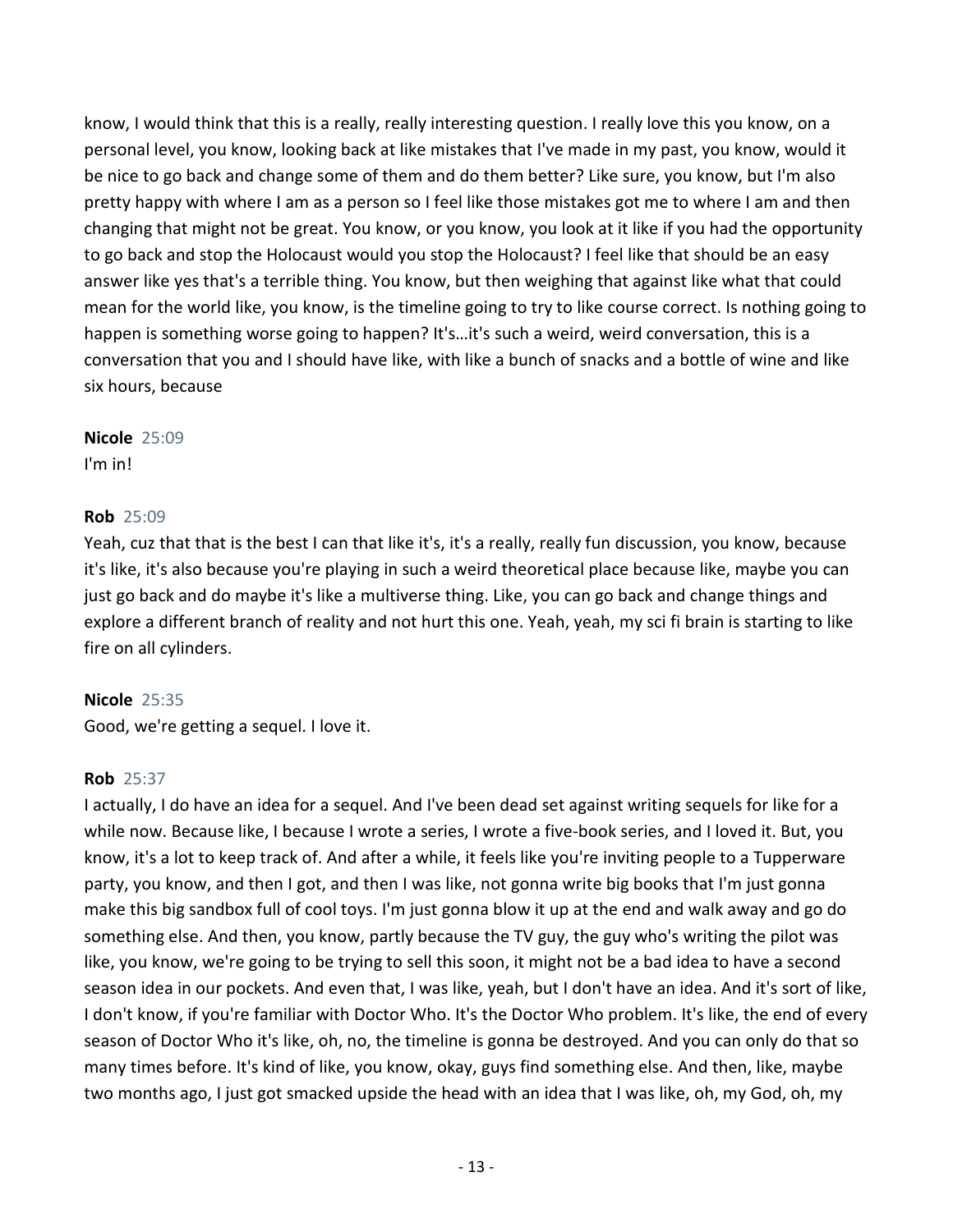know, I would think that this is a really, really interesting question. I really love this you know, on a personal level, you know, looking back at like mistakes that I've made in my past, you know, would it be nice to go back and change some of them and do them better? Like sure, you know, but I'm also pretty happy with where I am as a person so I feel like those mistakes got me to where I am and then changing that might not be great. You know, or you know, you look at it like if you had the opportunity to go back and stop the Holocaust would you stop the Holocaust? I feel like that should be an easy answer like yes that's a terrible thing. You know, but then weighing that against like what that could mean for the world like, you know, is the timeline going to try to like course correct. Is nothing going to happen is something worse going to happen? It's…it's such a weird, weird conversation, this is a conversation that you and I should have like, with like a bunch of snacks and a bottle of wine and like six hours, because

**Nicole** 25:09
I'm in!

**Rob** 25:09
Yeah, cuz that that is the best I can that like it's, it's a really, really fun discussion, you know, because it's like, it's also because you're playing in such a weird theoretical place because like, maybe you can just go back and do maybe it's like a multiverse thing. Like, you can go back and change things and explore a different branch of reality and not hurt this one. Yeah, yeah, my sci fi brain is starting to like fire on all cylinders.

**Nicole** 25:35
Good, we're getting a sequel. I love it.

**Rob** 25:37
I actually, I do have an idea for a sequel. And I've been dead set against writing sequels for like for a while now. Because like, I because I wrote a series, I wrote a five-book series, and I loved it. But, you know, it's a lot to keep track of. And after a while, it feels like you're inviting people to a Tupperware party, you know, and then I got, and then I was like, not gonna write big books that I'm just gonna make this big sandbox full of cool toys. I'm just gonna blow it up at the end and walk away and go do something else. And then, you know, partly because the TV guy, the guy who's writing the pilot was like, you know, we're going to be trying to sell this soon, it might not be a bad idea to have a second season idea in our pockets. And even that, I was like, yeah, but I don't have an idea. And it's sort of like, I don't know, if you're familiar with Doctor Who. It's the Doctor Who problem. It's like, the end of every season of Doctor Who it's like, oh, no, the timeline is gonna be destroyed. And you can only do that so many times before. It's kind of like, you know, okay, guys find something else. And then, like, maybe two months ago, I just got smacked upside the head with an idea that I was like, oh, my God, oh, my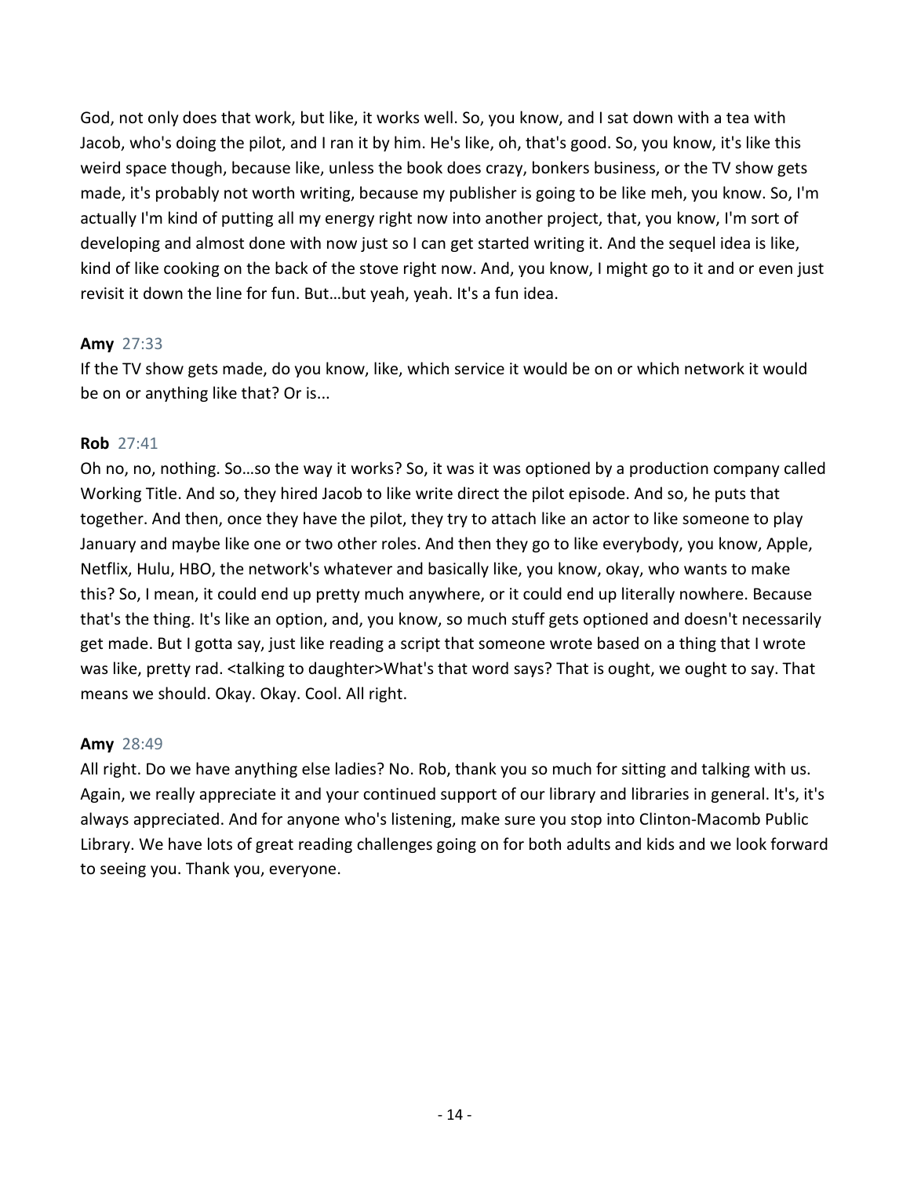God, not only does that work, but like, it works well. So, you know, and I sat down with a tea with Jacob, who's doing the pilot, and I ran it by him. He's like, oh, that's good. So, you know, it's like this weird space though, because like, unless the book does crazy, bonkers business, or the TV show gets made, it's probably not worth writing, because my publisher is going to be like meh, you know. So, I'm actually I'm kind of putting all my energy right now into another project, that, you know, I'm sort of developing and almost done with now just so I can get started writing it. And the sequel idea is like, kind of like cooking on the back of the stove right now. And, you know, I might go to it and or even just revisit it down the line for fun. But…but yeah, yeah. It's a fun idea.

**Amy** 27:33

If the TV show gets made, do you know, like, which service it would be on or which network it would be on or anything like that? Or is...

**Rob** 27:41

Oh no, no, nothing. So…so the way it works? So, it was it was optioned by a production company called Working Title. And so, they hired Jacob to like write direct the pilot episode. And so, he puts that together. And then, once they have the pilot, they try to attach like an actor to like someone to play January and maybe like one or two other roles. And then they go to like everybody, you know, Apple, Netflix, Hulu, HBO, the network's whatever and basically like, you know, okay, who wants to make this? So, I mean, it could end up pretty much anywhere, or it could end up literally nowhere. Because that's the thing. It's like an option, and, you know, so much stuff gets optioned and doesn't necessarily get made. But I gotta say, just like reading a script that someone wrote based on a thing that I wrote was like, pretty rad. <talking to daughter>What's that word says? That is ought, we ought to say. That means we should. Okay. Okay. Cool. All right.

**Amy** 28:49

All right. Do we have anything else ladies? No. Rob, thank you so much for sitting and talking with us. Again, we really appreciate it and your continued support of our library and libraries in general. It's, it's always appreciated. And for anyone who's listening, make sure you stop into Clinton-Macomb Public Library. We have lots of great reading challenges going on for both adults and kids and we look forward to seeing you. Thank you, everyone.